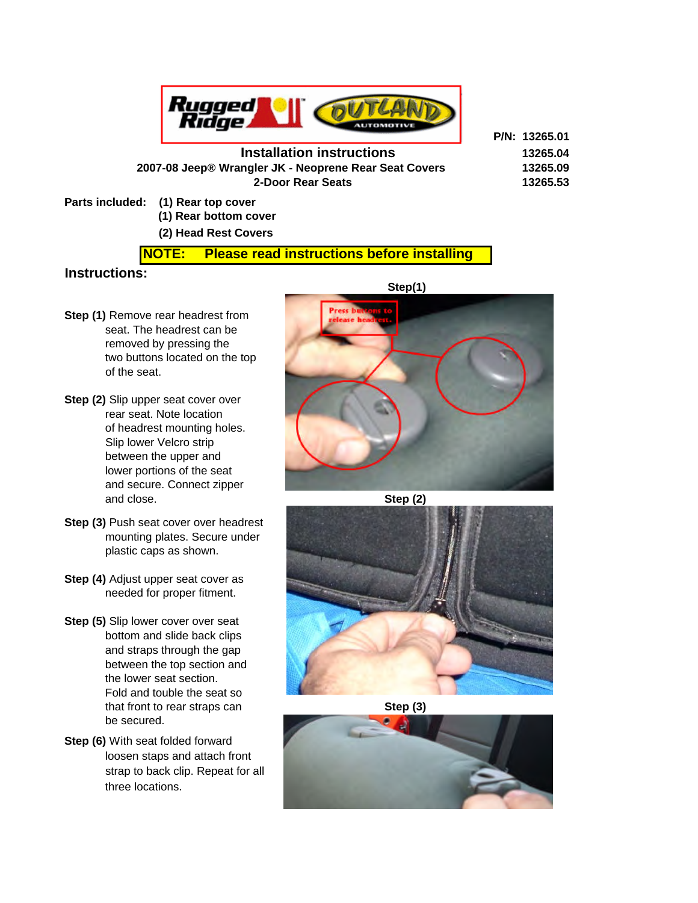P/N: 13265.01
13265.04
13265.09
13265.53

# Installation instructions

**2007-08 Jeep® Wrangler JK - Neoprene Rear Seat Covers**
**2-Door Rear Seats**

**Parts included:**
- (1) Rear top cover
- (1) Rear bottom cover
- (2) Head Rest Covers

**NOTE: Please read instructions before installing**

## Instructions:

**Step (1)** Remove rear headrest from seat. The headrest can be removed by pressing the two buttons located on the top of the seat.

**Step (2)** Slip upper seat cover over rear seat. Note location of headrest mounting holes. Slip lower Velcro strip between the upper and lower portions of the seat and secure. Connect zipper and close.

**Step (3)** Push seat cover over headrest mounting plates. Secure under plastic caps as shown.

**Step (4)** Adjust upper seat cover as needed for proper fitment.

**Step (5)** Slip lower cover over seat bottom and slide back clips and straps through the gap between the top section and the lower seat section. Fold and touble the seat so that front to rear straps can be secured.

**Step (6)** With seat folded forward loosen staps and attach front strap to back clip. Repeat for all three locations.

Step(1)

Press buttons to release headrest.

Step (2)

Step (3)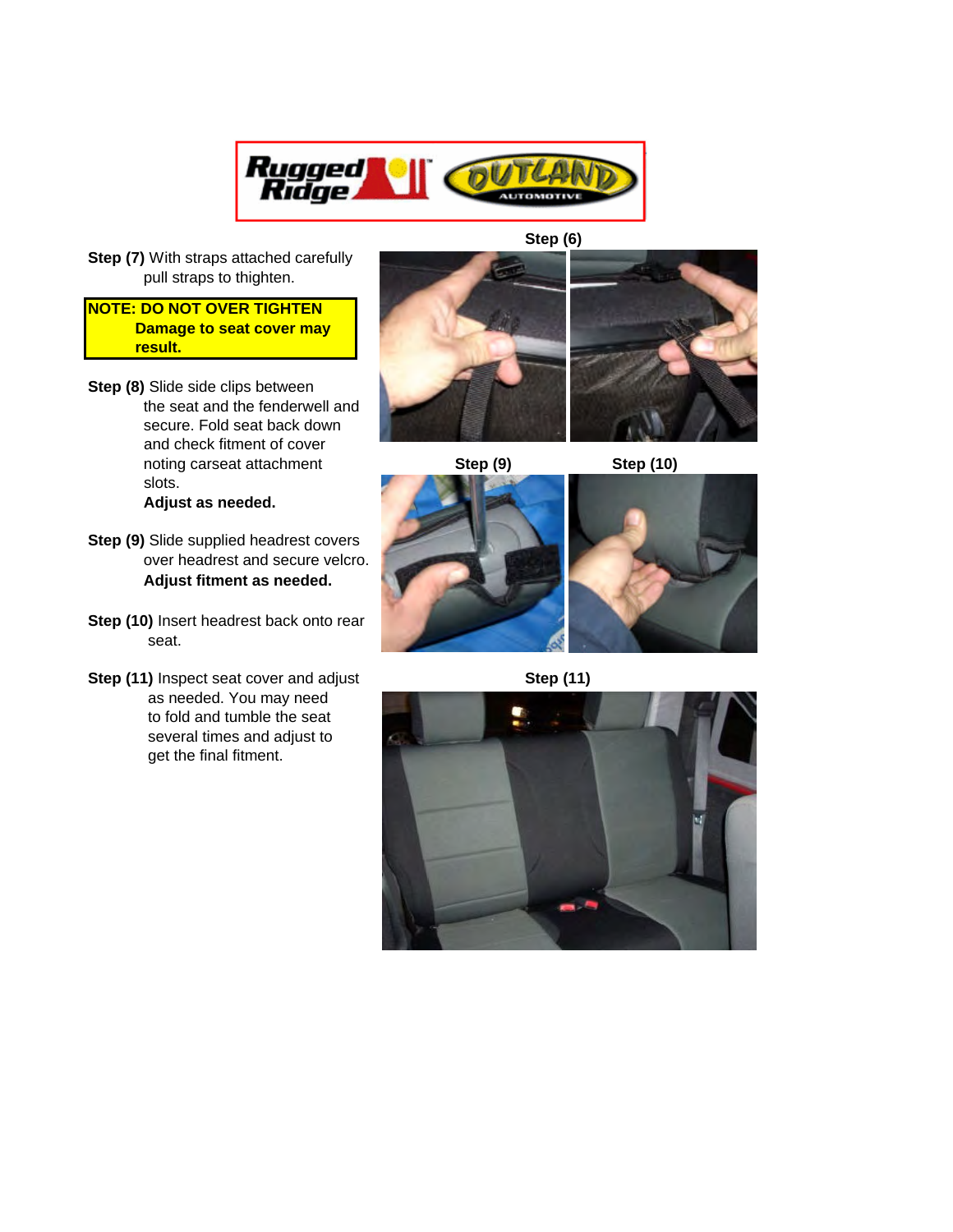**Step (7)** With straps attached carefully pull straps to thighten.

**NOTE: DO NOT OVER TIGHTEN Damage to seat cover may result.**

**Step (8)** Slide side clips between the seat and the fenderwell and secure. Fold seat back down and check fitment of cover noting carseat attachment slots.
**Adjust as needed.**

**Step (9)** Slide supplied headrest covers over headrest and secure velcro.
**Adjust fitment as needed.**

**Step (10)** Insert headrest back onto rear seat.

**Step (11)** Inspect seat cover and adjust as needed. You may need to fold and tumble the seat several times and adjust to get the final fitment.

**Step (6)**

**Step (9)**

**Step (10)**

**Step (11)**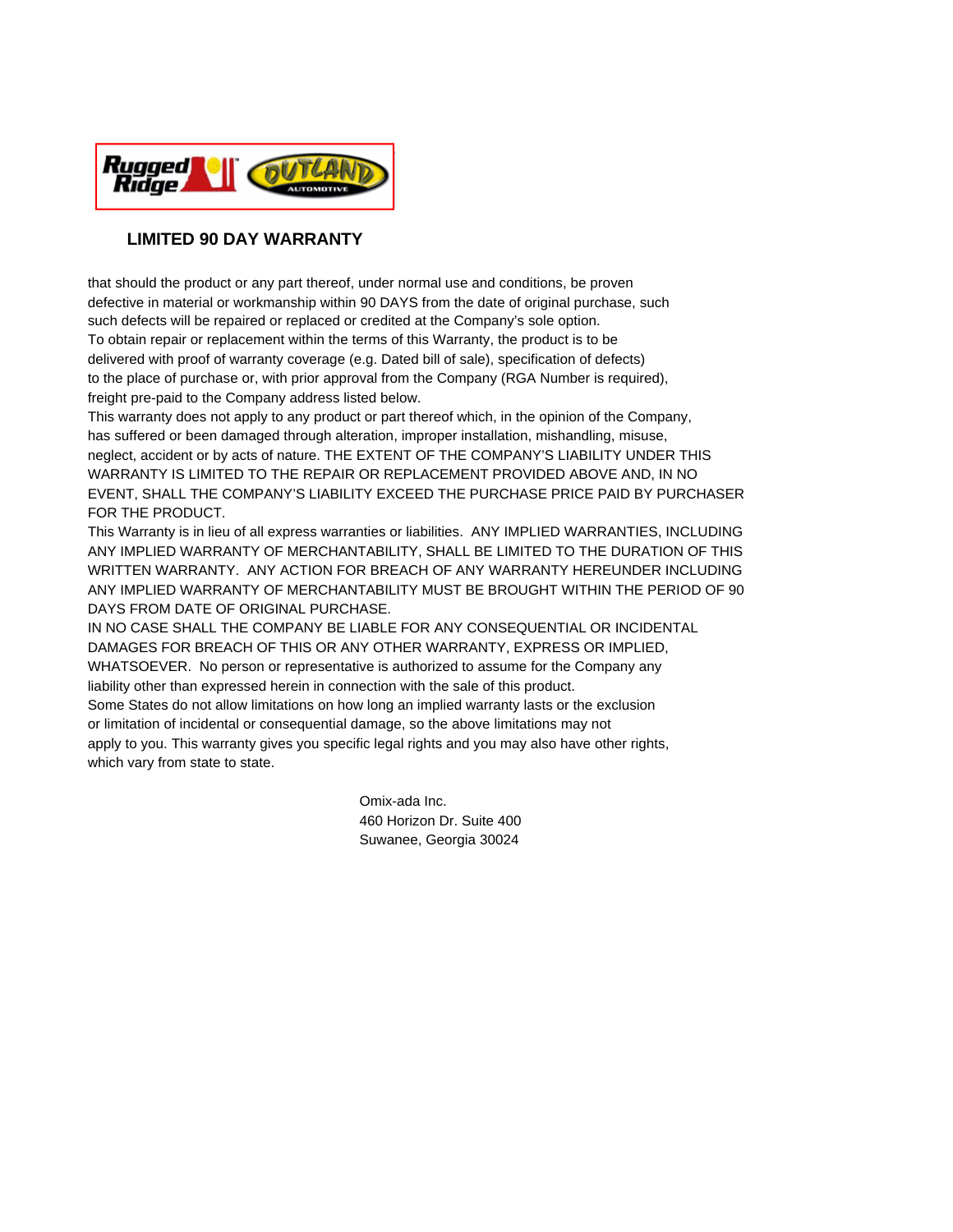## LIMITED 90 DAY WARRANTY

that should the product or any part thereof, under normal use and conditions, be proven defective in material or workmanship within 90 DAYS from the date of original purchase, such such defects will be repaired or replaced or credited at the Company's sole option.

To obtain repair or replacement within the terms of this Warranty, the product is to be delivered with proof of warranty coverage (e.g. Dated bill of sale), specification of defects) to the place of purchase or, with prior approval from the Company (RGA Number is required), freight pre-paid to the Company address listed below.

This warranty does not apply to any product or part thereof which, in the opinion of the Company, has suffered or been damaged through alteration, improper installation, mishandling, misuse, neglect, accident or by acts of nature. THE EXTENT OF THE COMPANY'S LIABILITY UNDER THIS WARRANTY IS LIMITED TO THE REPAIR OR REPLACEMENT PROVIDED ABOVE AND, IN NO EVENT, SHALL THE COMPANY'S LIABILITY EXCEED THE PURCHASE PRICE PAID BY PURCHASER FOR THE PRODUCT.

This Warranty is in lieu of all express warranties or liabilities. ANY IMPLIED WARRANTIES, INCLUDING ANY IMPLIED WARRANTY OF MERCHANTABILITY, SHALL BE LIMITED TO THE DURATION OF THIS WRITTEN WARRANTY. ANY ACTION FOR BREACH OF ANY WARRANTY HEREUNDER INCLUDING ANY IMPLIED WARRANTY OF MERCHANTABILITY MUST BE BROUGHT WITHIN THE PERIOD OF 90 DAYS FROM DATE OF ORIGINAL PURCHASE.

IN NO CASE SHALL THE COMPANY BE LIABLE FOR ANY CONSEQUENTIAL OR INCIDENTAL DAMAGES FOR BREACH OF THIS OR ANY OTHER WARRANTY, EXPRESS OR IMPLIED, WHATSOEVER. No person or representative is authorized to assume for the Company any liability other than expressed herein in connection with the sale of this product.

Some States do not allow limitations on how long an implied warranty lasts or the exclusion or limitation of incidental or consequential damage, so the above limitations may not apply to you. This warranty gives you specific legal rights and you may also have other rights, which vary from state to state.

Omix-ada Inc.
460 Horizon Dr. Suite 400
Suwanee, Georgia 30024